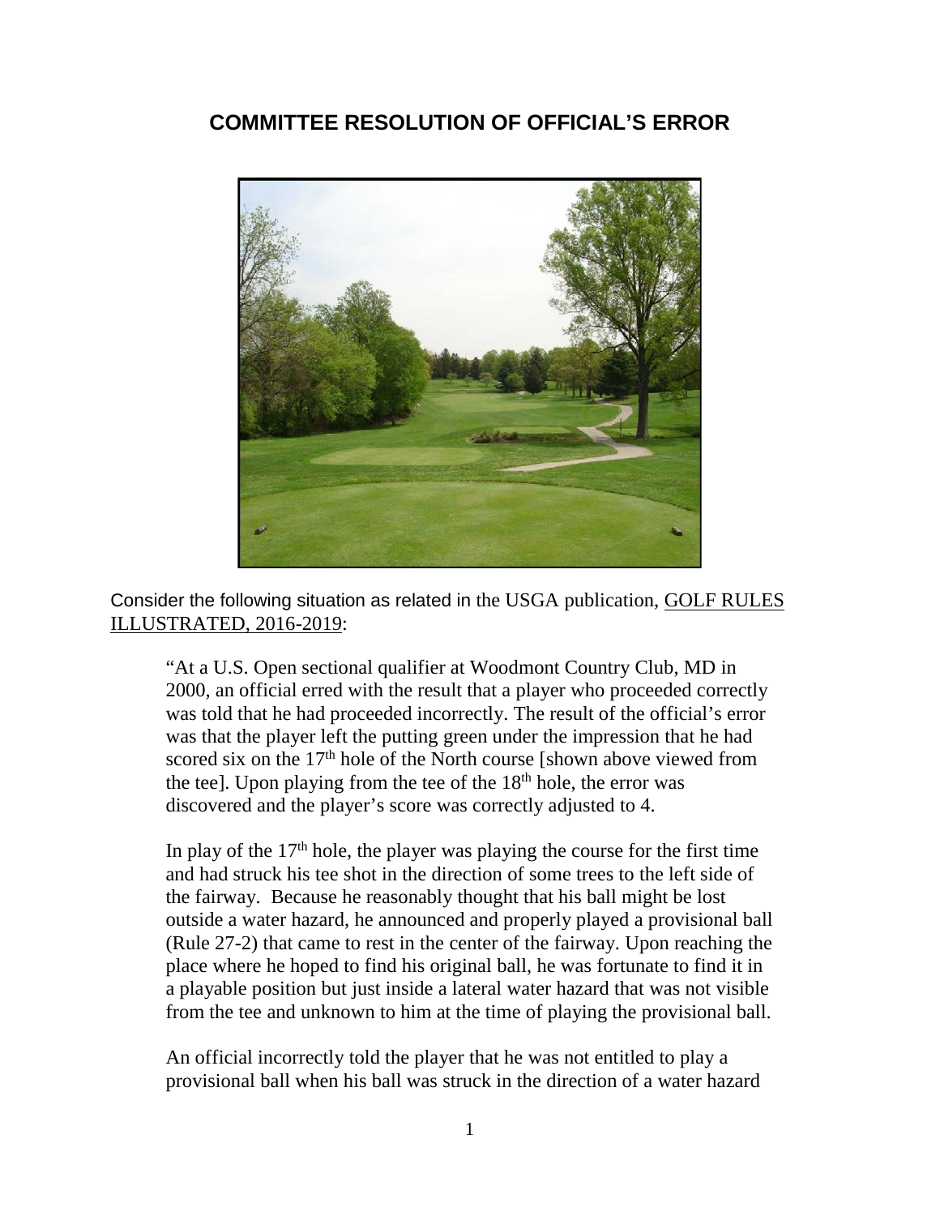# COMMITTEE RESOLUTION OF OFFICIAL'S ERROR

Consider the following situation as related in the USGA publication, GOLF RULES ILLUSTRATED, 2016-2019:

> "At a U.S. Open sectional qualifier at Woodmont Country Club, MD in 2000, an official erred with the result that a player who proceeded correctly was told that he had proceeded incorrectly. The result of the official's error was that the player left the putting green under the impression that he had scored six on the 17th hole of the North course [shown above viewed from the tee]. Upon playing from the tee of the 18th hole, the error was discovered and the player's score was correctly adjusted to 4.
>
> In play of the 17th hole, the player was playing the course for the first time and had struck his tee shot in the direction of some trees to the left side of the fairway. Because he reasonably thought that his ball might be lost outside a water hazard, he announced and properly played a provisional ball (Rule 27-2) that came to rest in the center of the fairway. Upon reaching the place where he hoped to find his original ball, he was fortunate to find it in a playable position but just inside a lateral water hazard that was not visible from the tee and unknown to him at the time of playing the provisional ball.
>
> An official incorrectly told the player that he was not entitled to play a provisional ball when his ball was struck in the direction of a water hazard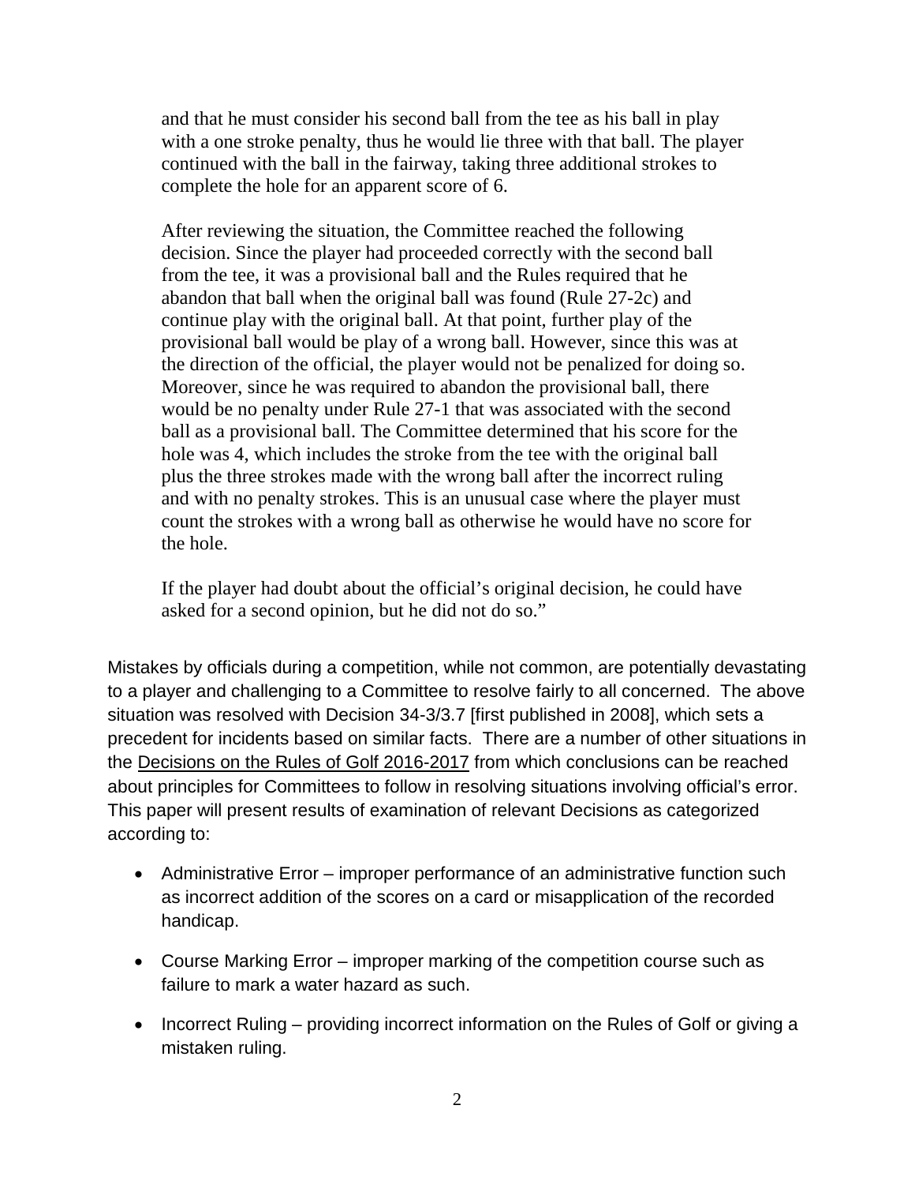> and that he must consider his second ball from the tee as his ball in play with a one stroke penalty, thus he would lie three with that ball. The player continued with the ball in the fairway, taking three additional strokes to complete the hole for an apparent score of 6.
>
> After reviewing the situation, the Committee reached the following decision. Since the player had proceeded correctly with the second ball from the tee, it was a provisional ball and the Rules required that he abandon that ball when the original ball was found (Rule 27-2c) and continue play with the original ball. At that point, further play of the provisional ball would be play of a wrong ball. However, since this was at the direction of the official, the player would not be penalized for doing so. Moreover, since he was required to abandon the provisional ball, there would be no penalty under Rule 27-1 that was associated with the second ball as a provisional ball. The Committee determined that his score for the hole was 4, which includes the stroke from the tee with the original ball plus the three strokes made with the wrong ball after the incorrect ruling and with no penalty strokes. This is an unusual case where the player must count the strokes with a wrong ball as otherwise he would have no score for the hole.
>
> If the player had doubt about the official's original decision, he could have asked for a second opinion, but he did not do so."

Mistakes by officials during a competition, while not common, are potentially devastating to a player and challenging to a Committee to resolve fairly to all concerned. The above situation was resolved with Decision 34-3/3.7 [first published in 2008], which sets a precedent for incidents based on similar facts. There are a number of other situations in the Decisions on the Rules of Golf 2016-2017 from which conclusions can be reached about principles for Committees to follow in resolving situations involving official's error. This paper will present results of examination of relevant Decisions as categorized according to:

- Administrative Error – improper performance of an administrative function such as incorrect addition of the scores on a card or misapplication of the recorded handicap.
- Course Marking Error – improper marking of the competition course such as failure to mark a water hazard as such.
- Incorrect Ruling – providing incorrect information on the Rules of Golf or giving a mistaken ruling.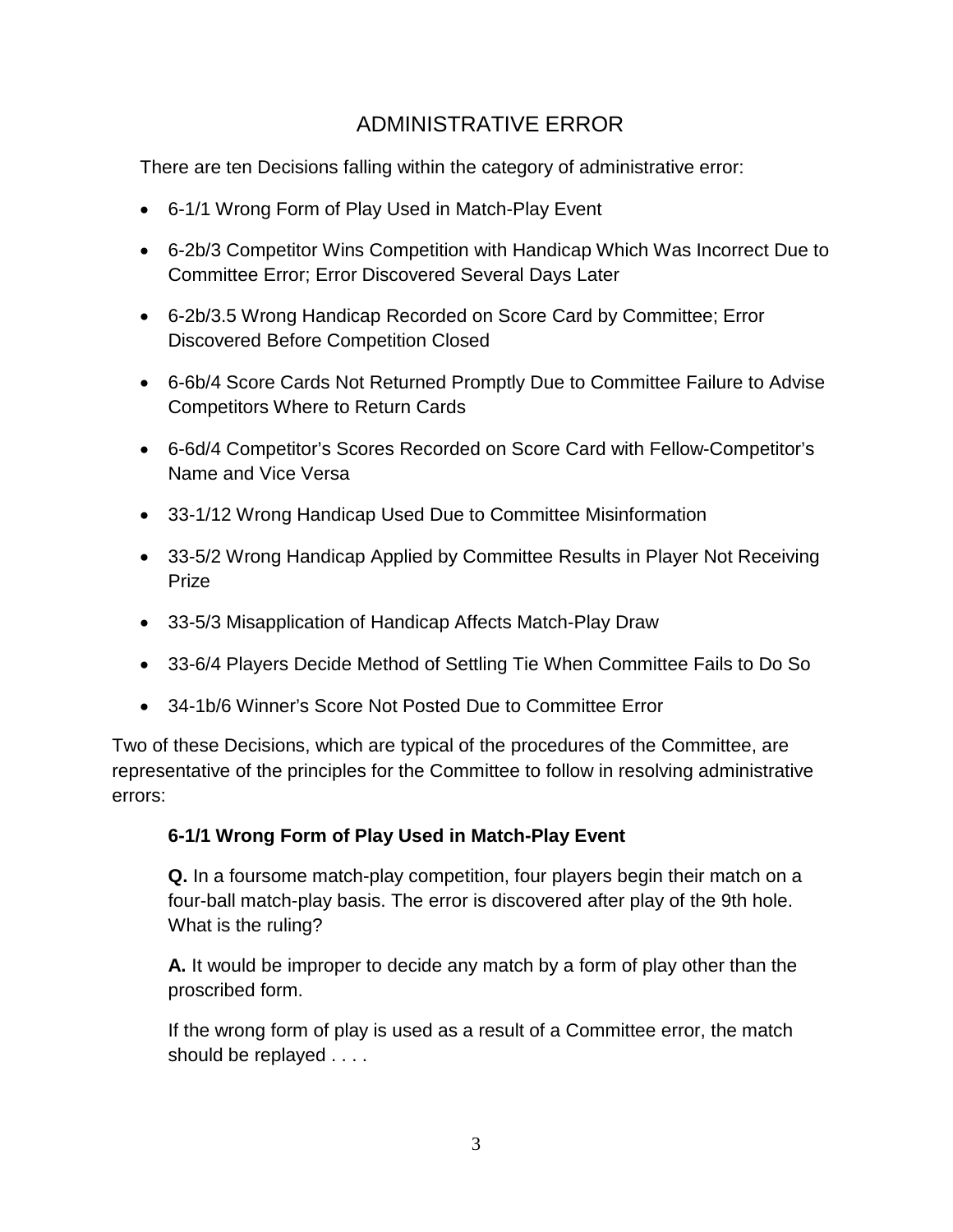# ADMINISTRATIVE ERROR

There are ten Decisions falling within the category of administrative error:

- 6-1/1 Wrong Form of Play Used in Match-Play Event
- 6-2b/3 Competitor Wins Competition with Handicap Which Was Incorrect Due to Committee Error; Error Discovered Several Days Later
- 6-2b/3.5 Wrong Handicap Recorded on Score Card by Committee; Error Discovered Before Competition Closed
- 6-6b/4 Score Cards Not Returned Promptly Due to Committee Failure to Advise Competitors Where to Return Cards
- 6-6d/4 Competitor's Scores Recorded on Score Card with Fellow-Competitor's Name and Vice Versa
- 33-1/12 Wrong Handicap Used Due to Committee Misinformation
- 33-5/2 Wrong Handicap Applied by Committee Results in Player Not Receiving Prize
- 33-5/3 Misapplication of Handicap Affects Match-Play Draw
- 33-6/4 Players Decide Method of Settling Tie When Committee Fails to Do So
- 34-1b/6 Winner's Score Not Posted Due to Committee Error

Two of these Decisions, which are typical of the procedures of the Committee, are representative of the principles for the Committee to follow in resolving administrative errors:

> **6-1/1 Wrong Form of Play Used in Match-Play Event**
>
> **Q.** In a foursome match-play competition, four players begin their match on a four-ball match-play basis. The error is discovered after play of the 9th hole. What is the ruling?
>
> **A.** It would be improper to decide any match by a form of play other than the proscribed form.
>
> If the wrong form of play is used as a result of a Committee error, the match should be replayed . . . .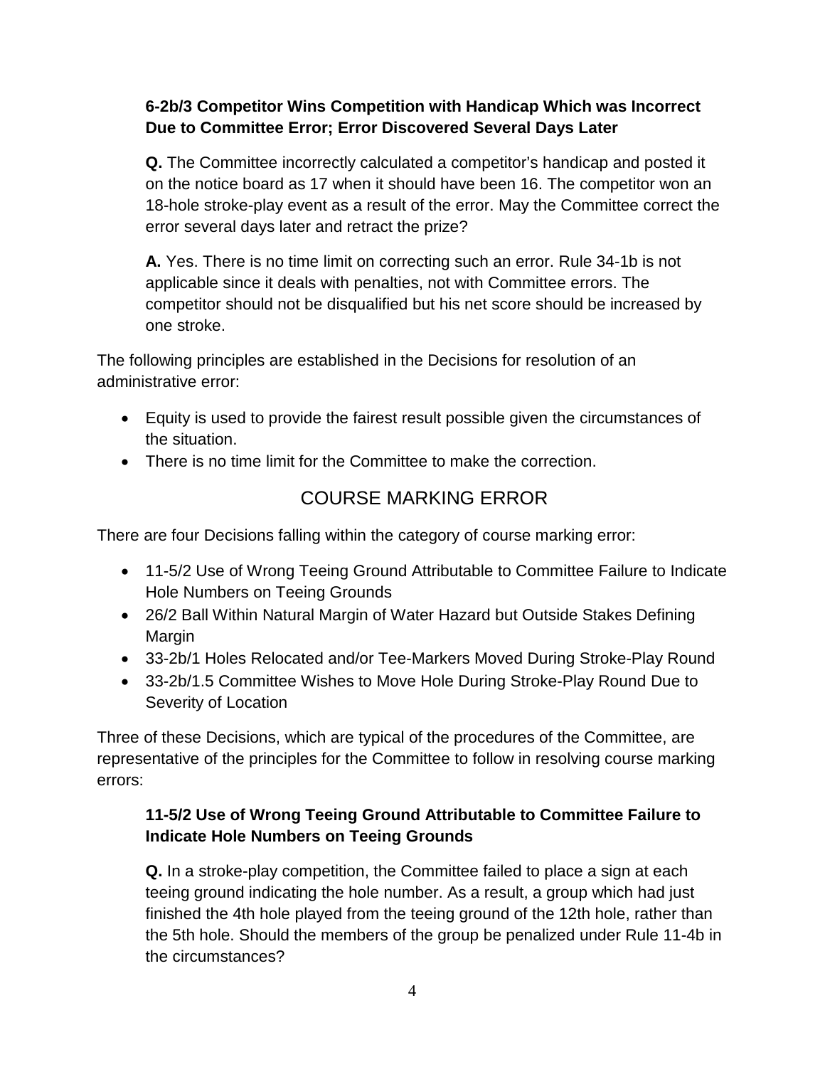**6-2b/3 Competitor Wins Competition with Handicap Which was Incorrect Due to Committee Error; Error Discovered Several Days Later**

**Q.** The Committee incorrectly calculated a competitor's handicap and posted it on the notice board as 17 when it should have been 16. The competitor won an 18-hole stroke-play event as a result of the error. May the Committee correct the error several days later and retract the prize?

**A.** Yes. There is no time limit on correcting such an error. Rule 34-1b is not applicable since it deals with penalties, not with Committee errors. The competitor should not be disqualified but his net score should be increased by one stroke.

The following principles are established in the Decisions for resolution of an administrative error:

- Equity is used to provide the fairest result possible given the circumstances of the situation.
- There is no time limit for the Committee to make the correction.

## COURSE MARKING ERROR

There are four Decisions falling within the category of course marking error:

- 11-5/2 Use of Wrong Teeing Ground Attributable to Committee Failure to Indicate Hole Numbers on Teeing Grounds
- 26/2 Ball Within Natural Margin of Water Hazard but Outside Stakes Defining Margin
- 33-2b/1 Holes Relocated and/or Tee-Markers Moved During Stroke-Play Round
- 33-2b/1.5 Committee Wishes to Move Hole During Stroke-Play Round Due to Severity of Location

Three of these Decisions, which are typical of the procedures of the Committee, are representative of the principles for the Committee to follow in resolving course marking errors:

**11-5/2 Use of Wrong Teeing Ground Attributable to Committee Failure to Indicate Hole Numbers on Teeing Grounds**

**Q.** In a stroke-play competition, the Committee failed to place a sign at each teeing ground indicating the hole number. As a result, a group which had just finished the 4th hole played from the teeing ground of the 12th hole, rather than the 5th hole. Should the members of the group be penalized under Rule 11-4b in the circumstances?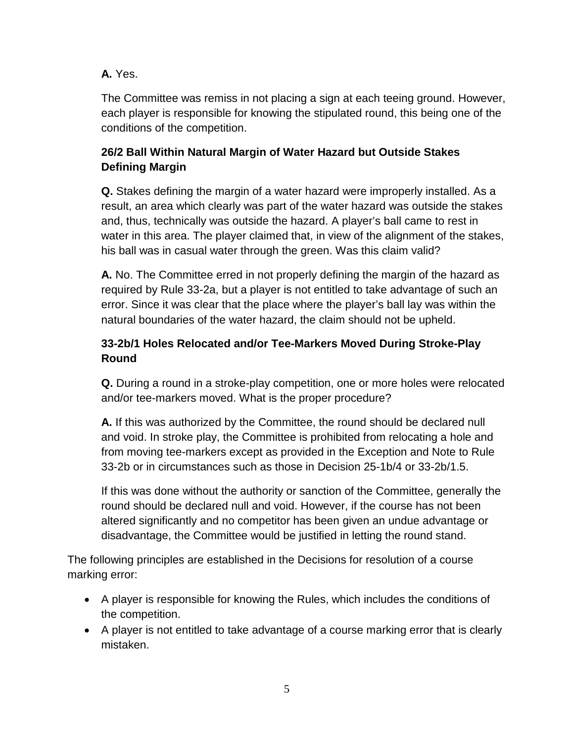**A.** Yes.

The Committee was remiss in not placing a sign at each teeing ground. However, each player is responsible for knowing the stipulated round, this being one of the conditions of the competition.

**26/2 Ball Within Natural Margin of Water Hazard but Outside Stakes Defining Margin**

**Q.** Stakes defining the margin of a water hazard were improperly installed. As a result, an area which clearly was part of the water hazard was outside the stakes and, thus, technically was outside the hazard. A player's ball came to rest in water in this area. The player claimed that, in view of the alignment of the stakes, his ball was in casual water through the green. Was this claim valid?

**A.** No. The Committee erred in not properly defining the margin of the hazard as required by Rule 33-2a, but a player is not entitled to take advantage of such an error. Since it was clear that the place where the player's ball lay was within the natural boundaries of the water hazard, the claim should not be upheld.

**33-2b/1 Holes Relocated and/or Tee-Markers Moved During Stroke-Play Round**

**Q.** During a round in a stroke-play competition, one or more holes were relocated and/or tee-markers moved. What is the proper procedure?

**A.** If this was authorized by the Committee, the round should be declared null and void. In stroke play, the Committee is prohibited from relocating a hole and from moving tee-markers except as provided in the Exception and Note to Rule 33-2b or in circumstances such as those in Decision 25-1b/4 or 33-2b/1.5.

If this was done without the authority or sanction of the Committee, generally the round should be declared null and void. However, if the course has not been altered significantly and no competitor has been given an undue advantage or disadvantage, the Committee would be justified in letting the round stand.

The following principles are established in the Decisions for resolution of a course marking error:

- A player is responsible for knowing the Rules, which includes the conditions of the competition.
- A player is not entitled to take advantage of a course marking error that is clearly mistaken.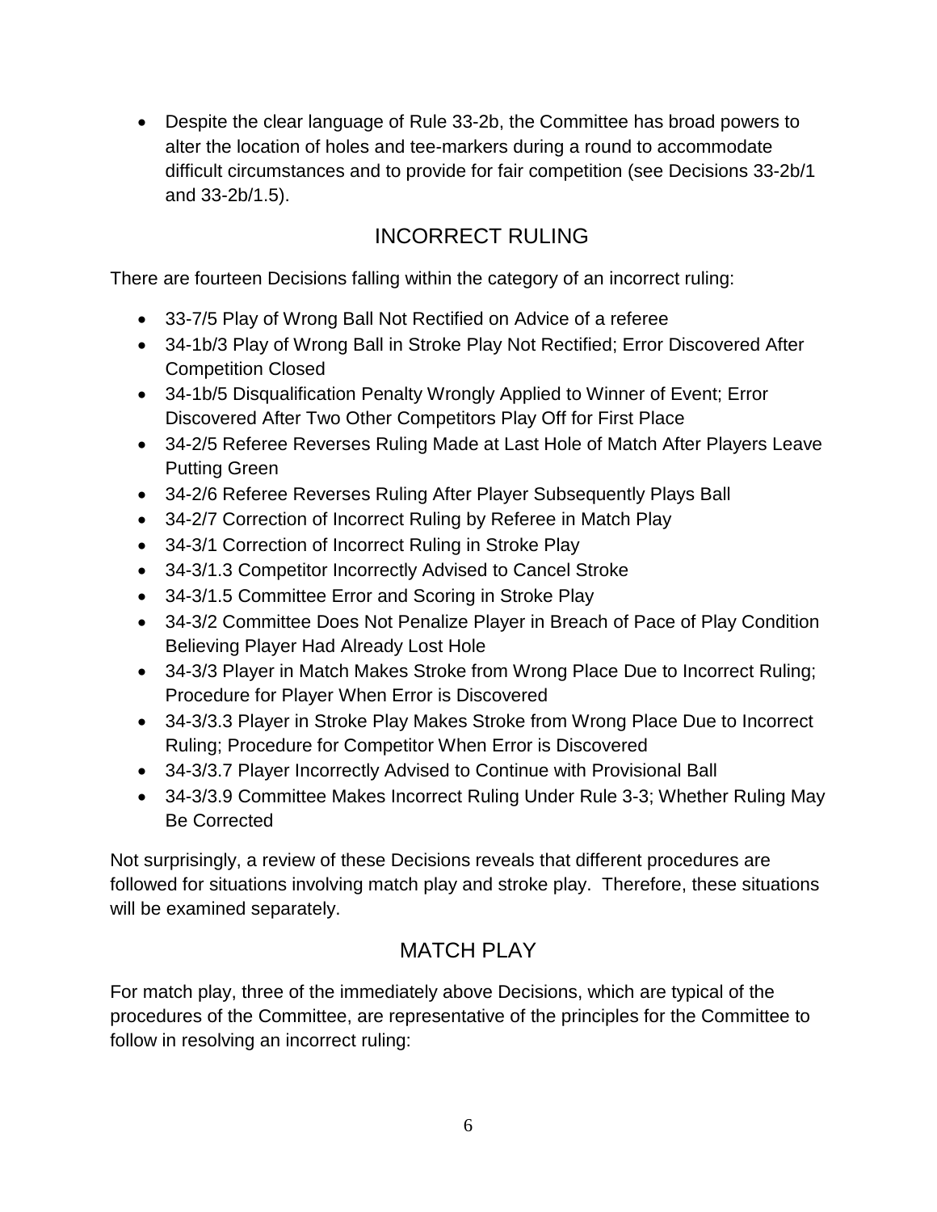- Despite the clear language of Rule 33-2b, the Committee has broad powers to alter the location of holes and tee-markers during a round to accommodate difficult circumstances and to provide for fair competition (see Decisions 33-2b/1 and 33-2b/1.5).

## INCORRECT RULING

There are fourteen Decisions falling within the category of an incorrect ruling:

- 33-7/5 Play of Wrong Ball Not Rectified on Advice of a referee
- 34-1b/3 Play of Wrong Ball in Stroke Play Not Rectified; Error Discovered After Competition Closed
- 34-1b/5 Disqualification Penalty Wrongly Applied to Winner of Event; Error Discovered After Two Other Competitors Play Off for First Place
- 34-2/5 Referee Reverses Ruling Made at Last Hole of Match After Players Leave Putting Green
- 34-2/6 Referee Reverses Ruling After Player Subsequently Plays Ball
- 34-2/7 Correction of Incorrect Ruling by Referee in Match Play
- 34-3/1 Correction of Incorrect Ruling in Stroke Play
- 34-3/1.3 Competitor Incorrectly Advised to Cancel Stroke
- 34-3/1.5 Committee Error and Scoring in Stroke Play
- 34-3/2 Committee Does Not Penalize Player in Breach of Pace of Play Condition Believing Player Had Already Lost Hole
- 34-3/3 Player in Match Makes Stroke from Wrong Place Due to Incorrect Ruling; Procedure for Player When Error is Discovered
- 34-3/3.3 Player in Stroke Play Makes Stroke from Wrong Place Due to Incorrect Ruling; Procedure for Competitor When Error is Discovered
- 34-3/3.7 Player Incorrectly Advised to Continue with Provisional Ball
- 34-3/3.9 Committee Makes Incorrect Ruling Under Rule 3-3; Whether Ruling May Be Corrected

Not surprisingly, a review of these Decisions reveals that different procedures are followed for situations involving match play and stroke play. Therefore, these situations will be examined separately.

## MATCH PLAY

For match play, three of the immediately above Decisions, which are typical of the procedures of the Committee, are representative of the principles for the Committee to follow in resolving an incorrect ruling: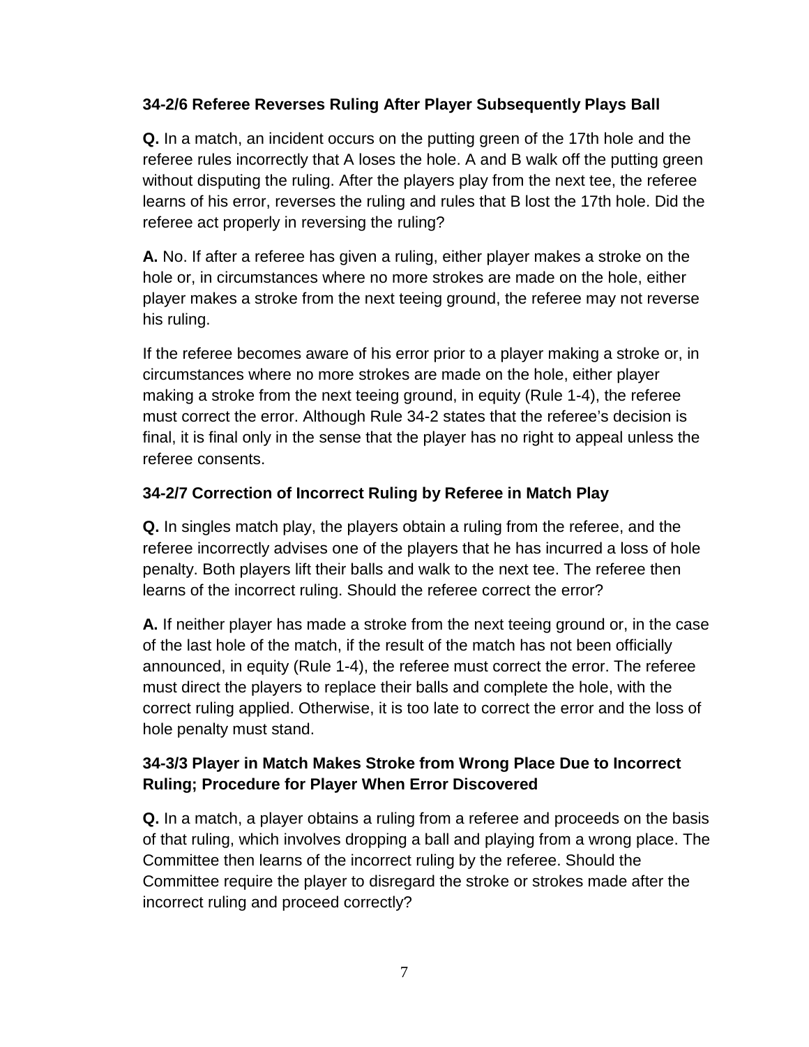### 34-2/6 Referee Reverses Ruling After Player Subsequently Plays Ball

**Q.** In a match, an incident occurs on the putting green of the 17th hole and the referee rules incorrectly that A loses the hole. A and B walk off the putting green without disputing the ruling. After the players play from the next tee, the referee learns of his error, reverses the ruling and rules that B lost the 17th hole. Did the referee act properly in reversing the ruling?

**A.** No. If after a referee has given a ruling, either player makes a stroke on the hole or, in circumstances where no more strokes are made on the hole, either player makes a stroke from the next teeing ground, the referee may not reverse his ruling.

If the referee becomes aware of his error prior to a player making a stroke or, in circumstances where no more strokes are made on the hole, either player making a stroke from the next teeing ground, in equity (Rule 1-4), the referee must correct the error. Although Rule 34-2 states that the referee's decision is final, it is final only in the sense that the player has no right to appeal unless the referee consents.

### 34-2/7 Correction of Incorrect Ruling by Referee in Match Play

**Q.** In singles match play, the players obtain a ruling from the referee, and the referee incorrectly advises one of the players that he has incurred a loss of hole penalty. Both players lift their balls and walk to the next tee. The referee then learns of the incorrect ruling. Should the referee correct the error?

**A.** If neither player has made a stroke from the next teeing ground or, in the case of the last hole of the match, if the result of the match has not been officially announced, in equity (Rule 1-4), the referee must correct the error. The referee must direct the players to replace their balls and complete the hole, with the correct ruling applied. Otherwise, it is too late to correct the error and the loss of hole penalty must stand.

### 34-3/3 Player in Match Makes Stroke from Wrong Place Due to Incorrect Ruling; Procedure for Player When Error Discovered

**Q.** In a match, a player obtains a ruling from a referee and proceeds on the basis of that ruling, which involves dropping a ball and playing from a wrong place. The Committee then learns of the incorrect ruling by the referee. Should the Committee require the player to disregard the stroke or strokes made after the incorrect ruling and proceed correctly?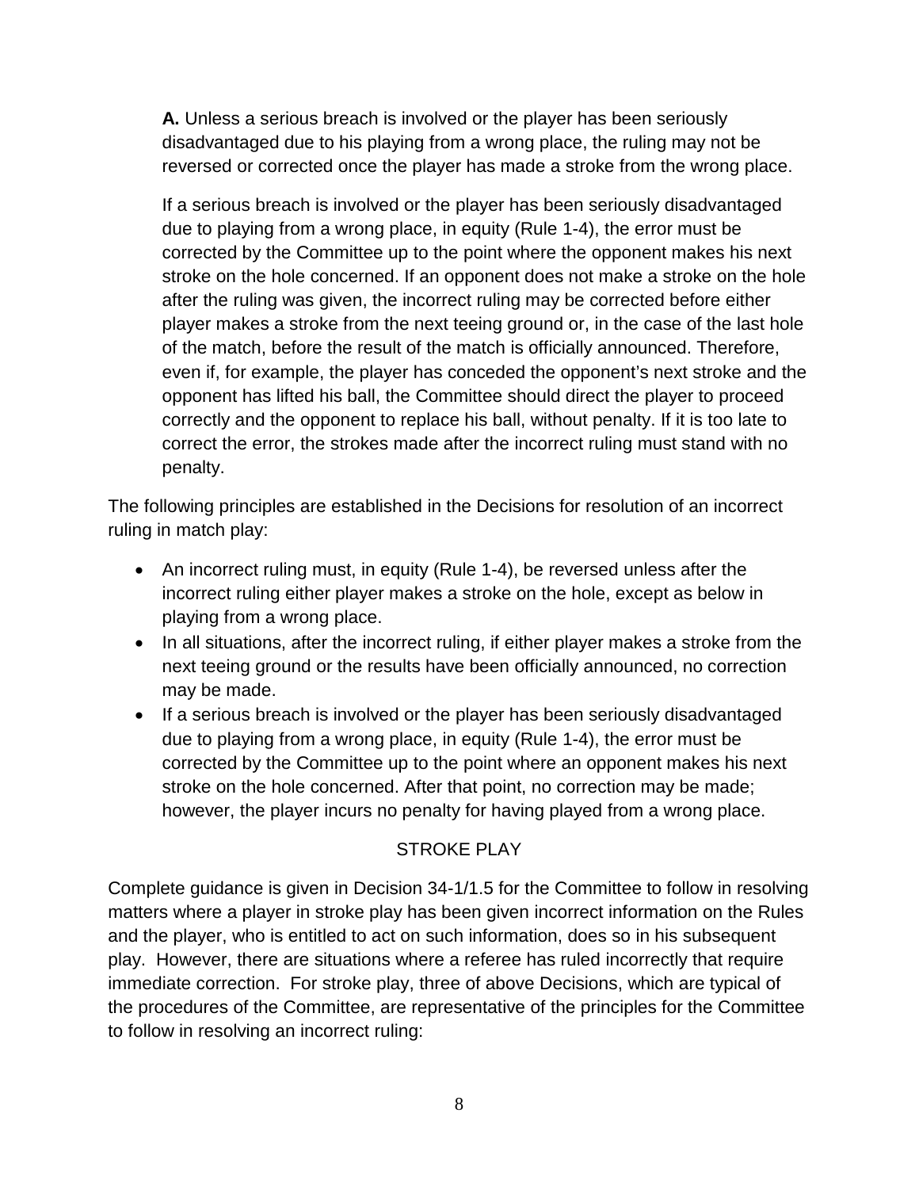**A.** Unless a serious breach is involved or the player has been seriously disadvantaged due to his playing from a wrong place, the ruling may not be reversed or corrected once the player has made a stroke from the wrong place.

If a serious breach is involved or the player has been seriously disadvantaged due to playing from a wrong place, in equity (Rule 1-4), the error must be corrected by the Committee up to the point where the opponent makes his next stroke on the hole concerned. If an opponent does not make a stroke on the hole after the ruling was given, the incorrect ruling may be corrected before either player makes a stroke from the next teeing ground or, in the case of the last hole of the match, before the result of the match is officially announced. Therefore, even if, for example, the player has conceded the opponent's next stroke and the opponent has lifted his ball, the Committee should direct the player to proceed correctly and the opponent to replace his ball, without penalty. If it is too late to correct the error, the strokes made after the incorrect ruling must stand with no penalty.

The following principles are established in the Decisions for resolution of an incorrect ruling in match play:

- An incorrect ruling must, in equity (Rule 1-4), be reversed unless after the incorrect ruling either player makes a stroke on the hole, except as below in playing from a wrong place.
- In all situations, after the incorrect ruling, if either player makes a stroke from the next teeing ground or the results have been officially announced, no correction may be made.
- If a serious breach is involved or the player has been seriously disadvantaged due to playing from a wrong place, in equity (Rule 1-4), the error must be corrected by the Committee up to the point where an opponent makes his next stroke on the hole concerned. After that point, no correction may be made; however, the player incurs no penalty for having played from a wrong place.

## STROKE PLAY

Complete guidance is given in Decision 34-1/1.5 for the Committee to follow in resolving matters where a player in stroke play has been given incorrect information on the Rules and the player, who is entitled to act on such information, does so in his subsequent play. However, there are situations where a referee has ruled incorrectly that require immediate correction. For stroke play, three of above Decisions, which are typical of the procedures of the Committee, are representative of the principles for the Committee to follow in resolving an incorrect ruling: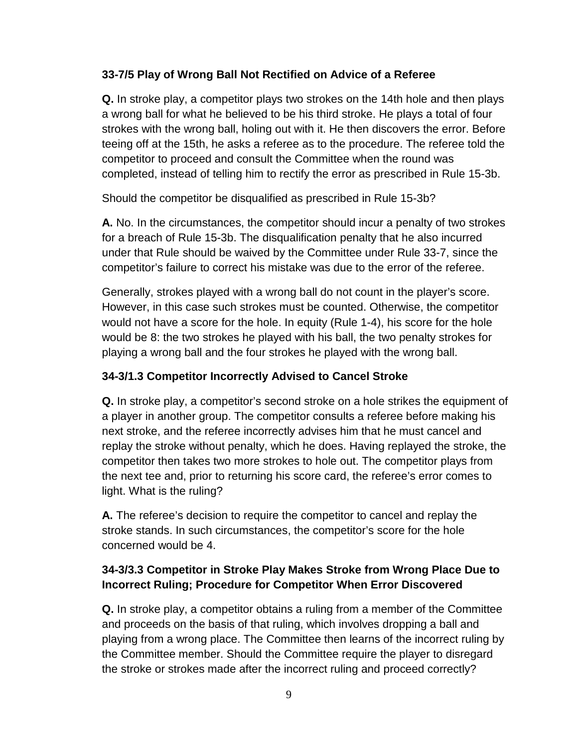### 33-7/5 Play of Wrong Ball Not Rectified on Advice of a Referee

**Q.** In stroke play, a competitor plays two strokes on the 14th hole and then plays a wrong ball for what he believed to be his third stroke. He plays a total of four strokes with the wrong ball, holing out with it. He then discovers the error. Before teeing off at the 15th, he asks a referee as to the procedure. The referee told the competitor to proceed and consult the Committee when the round was completed, instead of telling him to rectify the error as prescribed in Rule 15-3b.

Should the competitor be disqualified as prescribed in Rule 15-3b?

**A.** No. In the circumstances, the competitor should incur a penalty of two strokes for a breach of Rule 15-3b. The disqualification penalty that he also incurred under that Rule should be waived by the Committee under Rule 33-7, since the competitor's failure to correct his mistake was due to the error of the referee.

Generally, strokes played with a wrong ball do not count in the player's score. However, in this case such strokes must be counted. Otherwise, the competitor would not have a score for the hole. In equity (Rule 1-4), his score for the hole would be 8: the two strokes he played with his ball, the two penalty strokes for playing a wrong ball and the four strokes he played with the wrong ball.

### 34-3/1.3 Competitor Incorrectly Advised to Cancel Stroke

**Q.** In stroke play, a competitor's second stroke on a hole strikes the equipment of a player in another group. The competitor consults a referee before making his next stroke, and the referee incorrectly advises him that he must cancel and replay the stroke without penalty, which he does. Having replayed the stroke, the competitor then takes two more strokes to hole out. The competitor plays from the next tee and, prior to returning his score card, the referee's error comes to light. What is the ruling?

**A.** The referee's decision to require the competitor to cancel and replay the stroke stands. In such circumstances, the competitor's score for the hole concerned would be 4.

### 34-3/3.3 Competitor in Stroke Play Makes Stroke from Wrong Place Due to Incorrect Ruling; Procedure for Competitor When Error Discovered

**Q.** In stroke play, a competitor obtains a ruling from a member of the Committee and proceeds on the basis of that ruling, which involves dropping a ball and playing from a wrong place. The Committee then learns of the incorrect ruling by the Committee member. Should the Committee require the player to disregard the stroke or strokes made after the incorrect ruling and proceed correctly?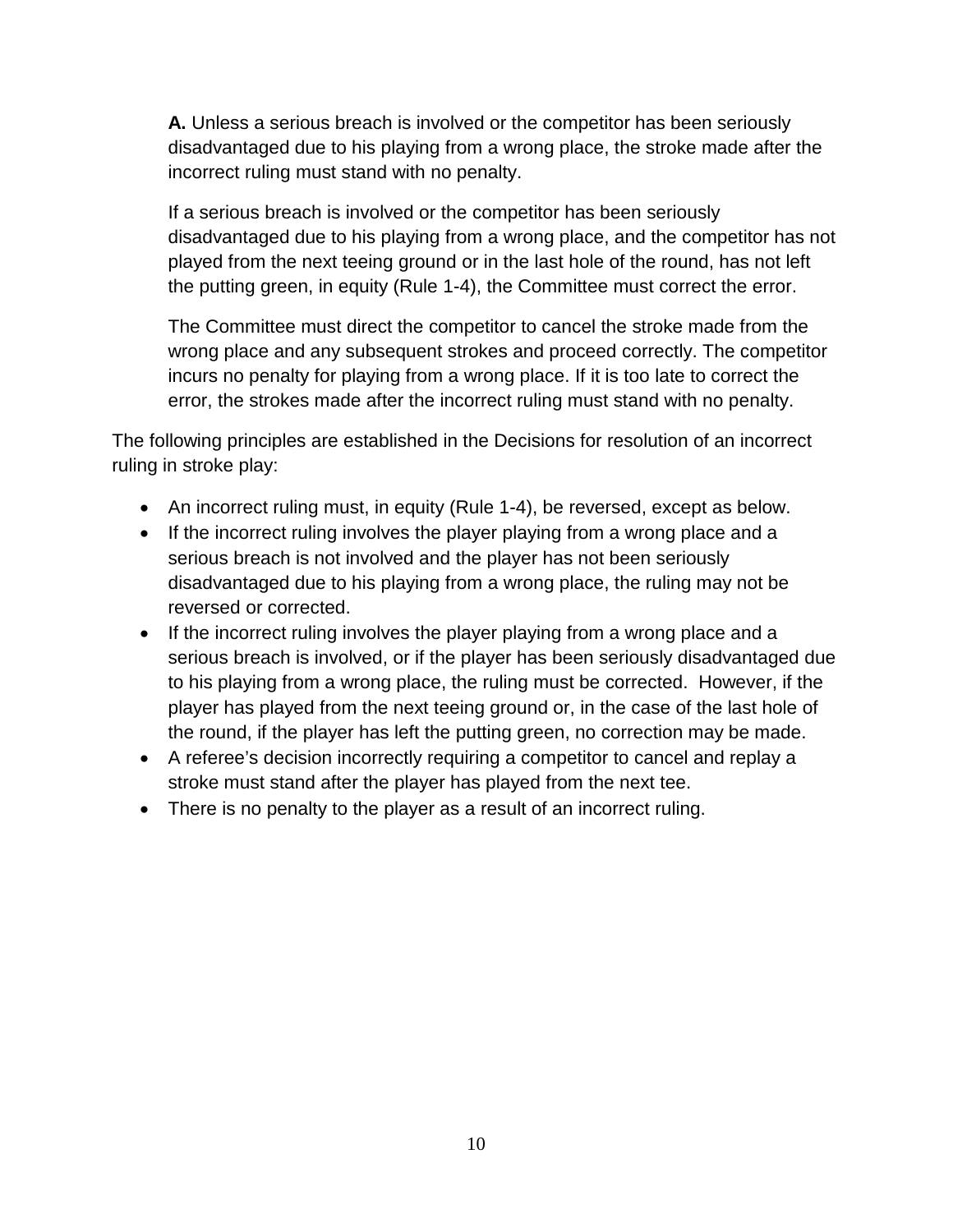**A.** Unless a serious breach is involved or the competitor has been seriously disadvantaged due to his playing from a wrong place, the stroke made after the incorrect ruling must stand with no penalty.

If a serious breach is involved or the competitor has been seriously disadvantaged due to his playing from a wrong place, and the competitor has not played from the next teeing ground or in the last hole of the round, has not left the putting green, in equity (Rule 1-4), the Committee must correct the error.

The Committee must direct the competitor to cancel the stroke made from the wrong place and any subsequent strokes and proceed correctly. The competitor incurs no penalty for playing from a wrong place. If it is too late to correct the error, the strokes made after the incorrect ruling must stand with no penalty.

The following principles are established in the Decisions for resolution of an incorrect ruling in stroke play:

- An incorrect ruling must, in equity (Rule 1-4), be reversed, except as below.
- If the incorrect ruling involves the player playing from a wrong place and a serious breach is not involved and the player has not been seriously disadvantaged due to his playing from a wrong place, the ruling may not be reversed or corrected.
- If the incorrect ruling involves the player playing from a wrong place and a serious breach is involved, or if the player has been seriously disadvantaged due to his playing from a wrong place, the ruling must be corrected. However, if the player has played from the next teeing ground or, in the case of the last hole of the round, if the player has left the putting green, no correction may be made.
- A referee's decision incorrectly requiring a competitor to cancel and replay a stroke must stand after the player has played from the next tee.
- There is no penalty to the player as a result of an incorrect ruling.